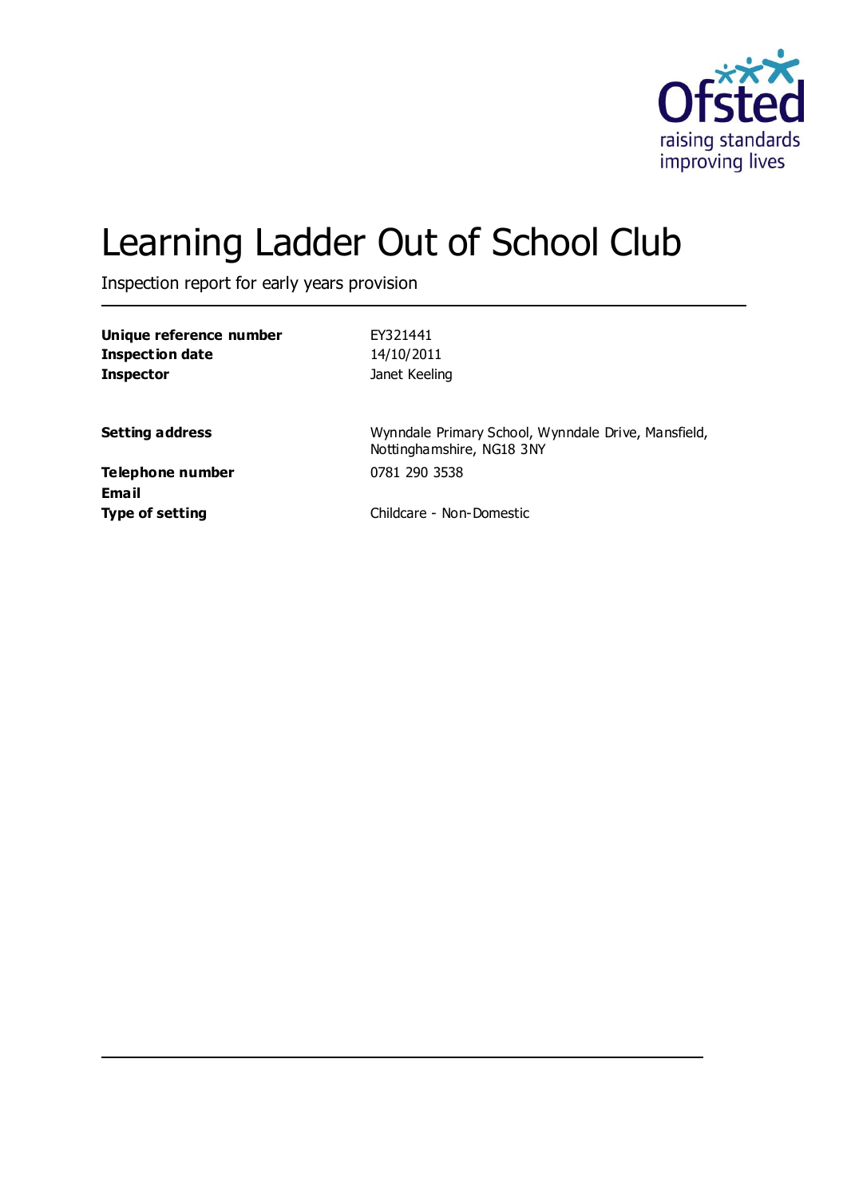# Learning Ladder Out of School Club

Inspection report for early years provision

| | |
|---|---|
| **Unique reference number** | EY321441 |
| **Inspection date** | 14/10/2011 |
| **Inspector** | Janet Keeling |

| | |
|---|---|
| **Setting address** | Wynndale Primary School, Wynndale Drive, Mansfield, Nottinghamshire, NG18 3NY |
| **Telephone number** | 0781 290 3538 |
| **Email** | |
| **Type of setting** | Childcare - Non-Domestic |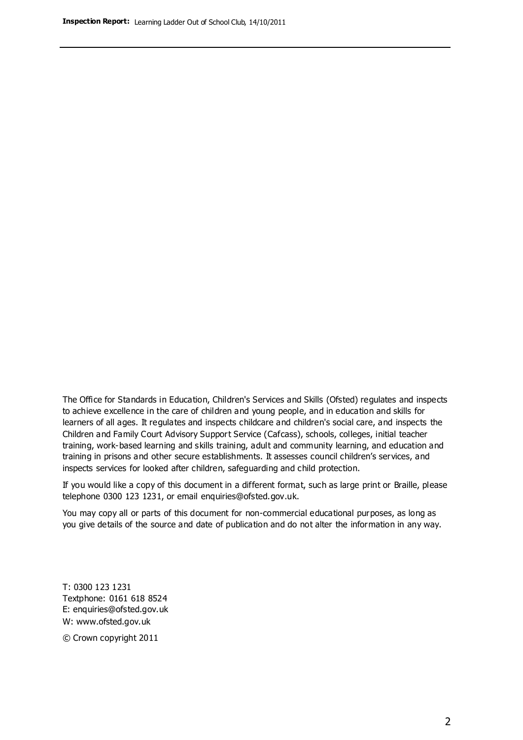The Office for Standards in Education, Children's Services and Skills (Ofsted) regulates and inspects to achieve excellence in the care of children and young people, and in education and skills for learners of all ages. It regulates and inspects childcare and children's social care, and inspects the Children and Family Court Advisory Support Service (Cafcass), schools, colleges, initial teacher training, work-based learning and skills training, adult and community learning, and education and training in prisons and other secure establishments. It assesses council children's services, and inspects services for looked after children, safeguarding and child protection.

If you would like a copy of this document in a different format, such as large print or Braille, please telephone 0300 123 1231, or email enquiries@ofsted.gov.uk.

You may copy all or parts of this document for non-commercial educational purposes, as long as you give details of the source and date of publication and do not alter the information in any way.

T: 0300 123 1231
Textphone: 0161 618 8524
E: enquiries@ofsted.gov.uk
W: www.ofsted.gov.uk

© Crown copyright 2011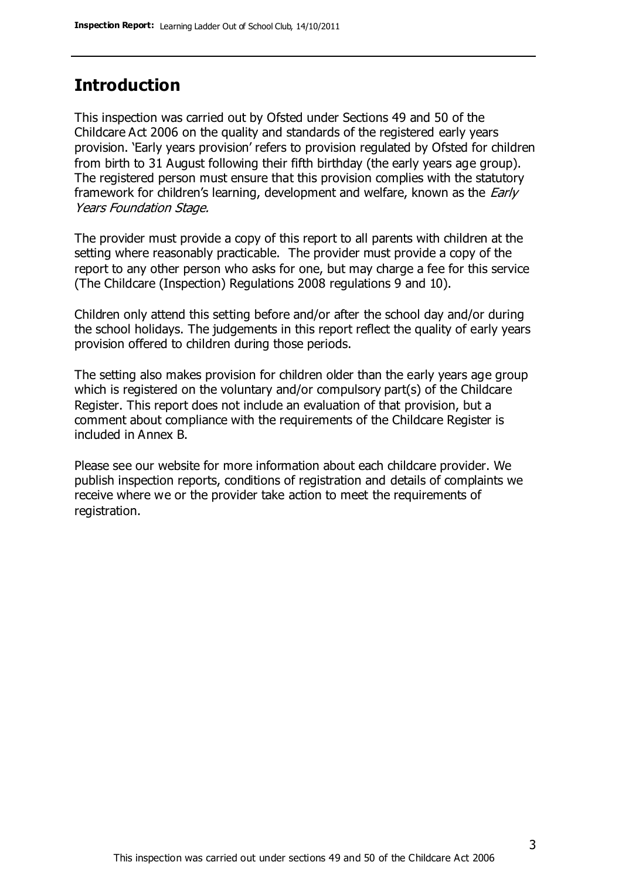## Introduction

This inspection was carried out by Ofsted under Sections 49 and 50 of the Childcare Act 2006 on the quality and standards of the registered early years provision. 'Early years provision' refers to provision regulated by Ofsted for children from birth to 31 August following their fifth birthday (the early years age group). The registered person must ensure that this provision complies with the statutory framework for children's learning, development and welfare, known as the *Early Years Foundation Stage.*

The provider must provide a copy of this report to all parents with children at the setting where reasonably practicable. The provider must provide a copy of the report to any other person who asks for one, but may charge a fee for this service (The Childcare (Inspection) Regulations 2008 regulations 9 and 10).

Children only attend this setting before and/or after the school day and/or during the school holidays. The judgements in this report reflect the quality of early years provision offered to children during those periods.

The setting also makes provision for children older than the early years age group which is registered on the voluntary and/or compulsory part(s) of the Childcare Register. This report does not include an evaluation of that provision, but a comment about compliance with the requirements of the Childcare Register is included in Annex B.

Please see our website for more information about each childcare provider. We publish inspection reports, conditions of registration and details of complaints we receive where we or the provider take action to meet the requirements of registration.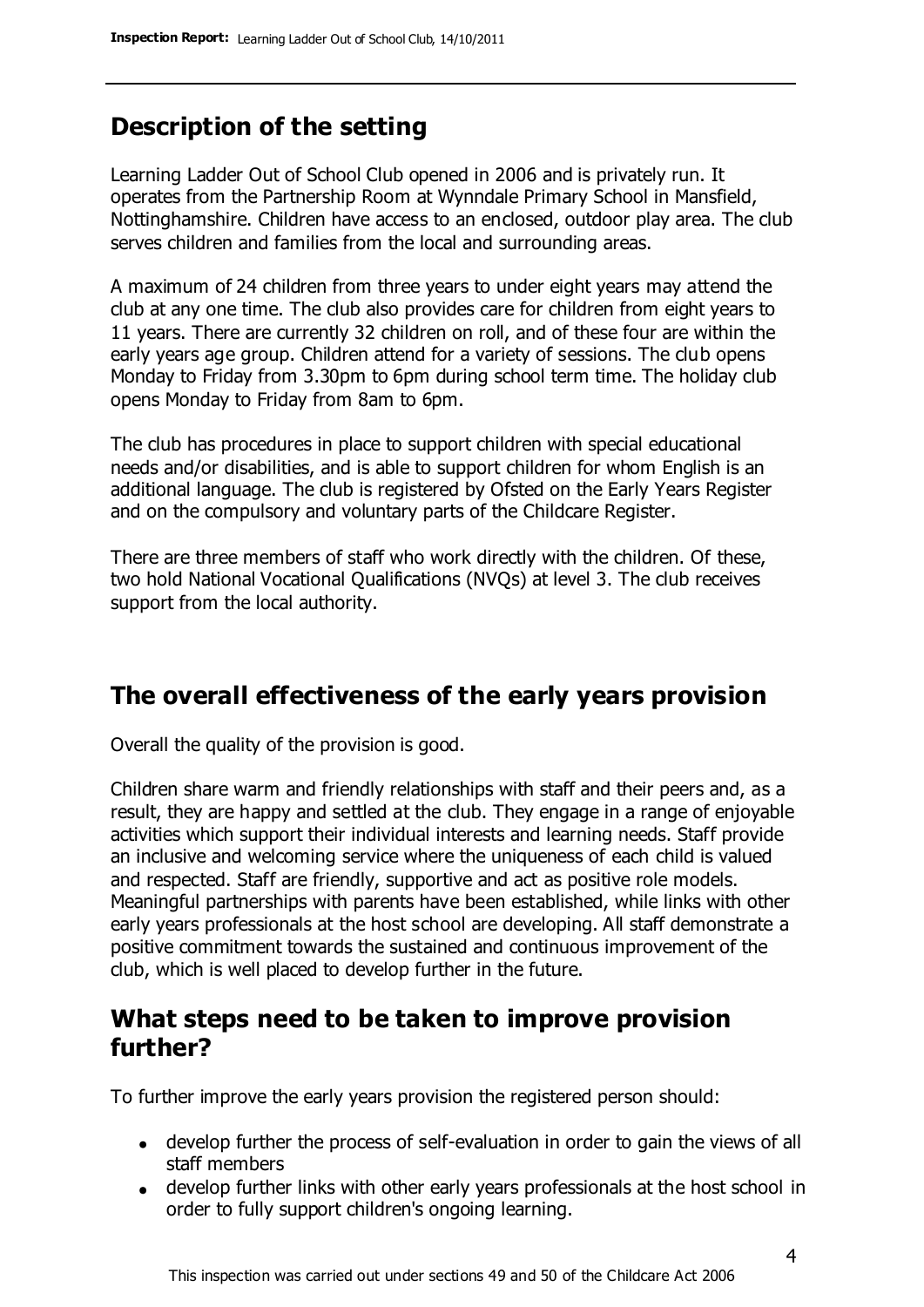## Description of the setting

Learning Ladder Out of School Club opened in 2006 and is privately run. It operates from the Partnership Room at Wynndale Primary School in Mansfield, Nottinghamshire. Children have access to an enclosed, outdoor play area. The club serves children and families from the local and surrounding areas.

A maximum of 24 children from three years to under eight years may attend the club at any one time. The club also provides care for children from eight years to 11 years. There are currently 32 children on roll, and of these four are within the early years age group. Children attend for a variety of sessions. The club opens Monday to Friday from 3.30pm to 6pm during school term time. The holiday club opens Monday to Friday from 8am to 6pm.

The club has procedures in place to support children with special educational needs and/or disabilities, and is able to support children for whom English is an additional language. The club is registered by Ofsted on the Early Years Register and on the compulsory and voluntary parts of the Childcare Register.

There are three members of staff who work directly with the children. Of these, two hold National Vocational Qualifications (NVQs) at level 3. The club receives support from the local authority.

## The overall effectiveness of the early years provision

Overall the quality of the provision is good.

Children share warm and friendly relationships with staff and their peers and, as a result, they are happy and settled at the club. They engage in a range of enjoyable activities which support their individual interests and learning needs. Staff provide an inclusive and welcoming service where the uniqueness of each child is valued and respected. Staff are friendly, supportive and act as positive role models. Meaningful partnerships with parents have been established, while links with other early years professionals at the host school are developing. All staff demonstrate a positive commitment towards the sustained and continuous improvement of the club, which is well placed to develop further in the future.

## What steps need to be taken to improve provision further?

To further improve the early years provision the registered person should:

- develop further the process of self-evaluation in order to gain the views of all staff members
- develop further links with other early years professionals at the host school in order to fully support children's ongoing learning.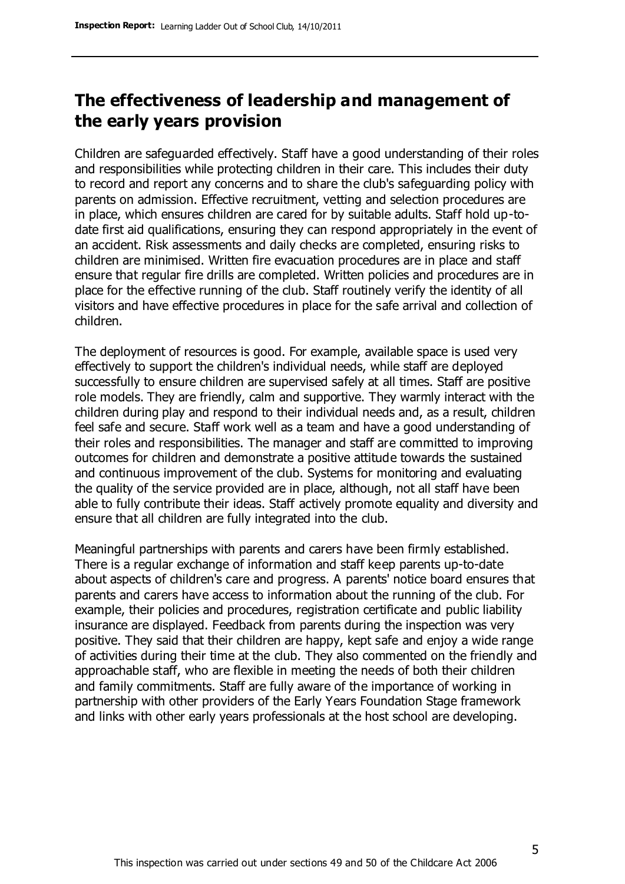## The effectiveness of leadership and management of the early years provision

Children are safeguarded effectively. Staff have a good understanding of their roles and responsibilities while protecting children in their care. This includes their duty to record and report any concerns and to share the club's safeguarding policy with parents on admission. Effective recruitment, vetting and selection procedures are in place, which ensures children are cared for by suitable adults. Staff hold up-to-date first aid qualifications, ensuring they can respond appropriately in the event of an accident. Risk assessments and daily checks are completed, ensuring risks to children are minimised. Written fire evacuation procedures are in place and staff ensure that regular fire drills are completed. Written policies and procedures are in place for the effective running of the club. Staff routinely verify the identity of all visitors and have effective procedures in place for the safe arrival and collection of children.

The deployment of resources is good. For example, available space is used very effectively to support the children's individual needs, while staff are deployed successfully to ensure children are supervised safely at all times. Staff are positive role models. They are friendly, calm and supportive. They warmly interact with the children during play and respond to their individual needs and, as a result, children feel safe and secure. Staff work well as a team and have a good understanding of their roles and responsibilities. The manager and staff are committed to improving outcomes for children and demonstrate a positive attitude towards the sustained and continuous improvement of the club. Systems for monitoring and evaluating the quality of the service provided are in place, although, not all staff have been able to fully contribute their ideas. Staff actively promote equality and diversity and ensure that all children are fully integrated into the club.

Meaningful partnerships with parents and carers have been firmly established. There is a regular exchange of information and staff keep parents up-to-date about aspects of children's care and progress. A parents' notice board ensures that parents and carers have access to information about the running of the club. For example, their policies and procedures, registration certificate and public liability insurance are displayed. Feedback from parents during the inspection was very positive. They said that their children are happy, kept safe and enjoy a wide range of activities during their time at the club. They also commented on the friendly and approachable staff, who are flexible in meeting the needs of both their children and family commitments. Staff are fully aware of the importance of working in partnership with other providers of the Early Years Foundation Stage framework and links with other early years professionals at the host school are developing.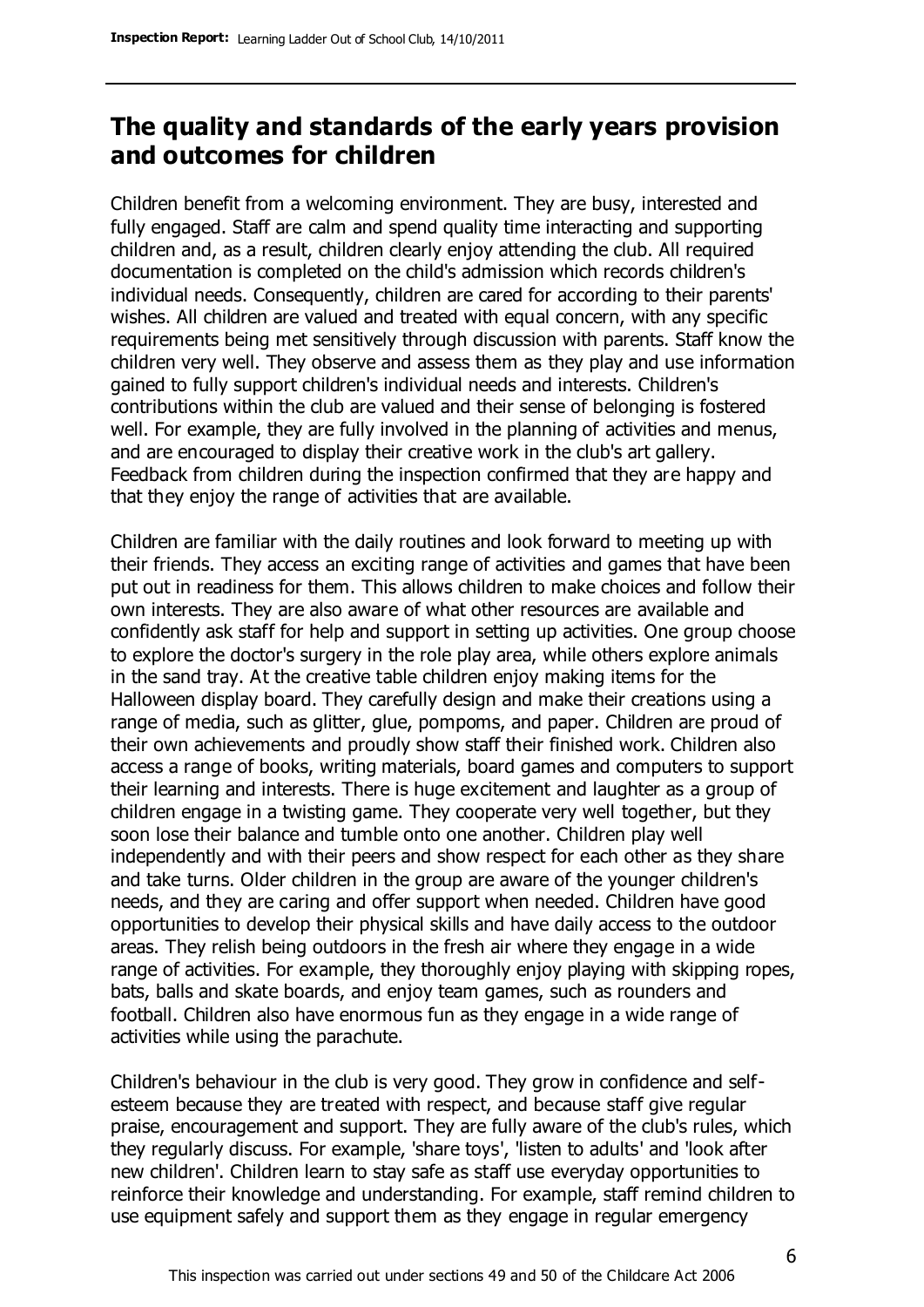## The quality and standards of the early years provision and outcomes for children

Children benefit from a welcoming environment. They are busy, interested and fully engaged. Staff are calm and spend quality time interacting and supporting children and, as a result, children clearly enjoy attending the club. All required documentation is completed on the child's admission which records children's individual needs. Consequently, children are cared for according to their parents' wishes. All children are valued and treated with equal concern, with any specific requirements being met sensitively through discussion with parents. Staff know the children very well. They observe and assess them as they play and use information gained to fully support children's individual needs and interests. Children's contributions within the club are valued and their sense of belonging is fostered well. For example, they are fully involved in the planning of activities and menus, and are encouraged to display their creative work in the club's art gallery. Feedback from children during the inspection confirmed that they are happy and that they enjoy the range of activities that are available.

Children are familiar with the daily routines and look forward to meeting up with their friends. They access an exciting range of activities and games that have been put out in readiness for them. This allows children to make choices and follow their own interests. They are also aware of what other resources are available and confidently ask staff for help and support in setting up activities. One group choose to explore the doctor's surgery in the role play area, while others explore animals in the sand tray. At the creative table children enjoy making items for the Halloween display board. They carefully design and make their creations using a range of media, such as glitter, glue, pompoms, and paper. Children are proud of their own achievements and proudly show staff their finished work. Children also access a range of books, writing materials, board games and computers to support their learning and interests. There is huge excitement and laughter as a group of children engage in a twisting game. They cooperate very well together, but they soon lose their balance and tumble onto one another. Children play well independently and with their peers and show respect for each other as they share and take turns. Older children in the group are aware of the younger children's needs, and they are caring and offer support when needed. Children have good opportunities to develop their physical skills and have daily access to the outdoor areas. They relish being outdoors in the fresh air where they engage in a wide range of activities. For example, they thoroughly enjoy playing with skipping ropes, bats, balls and skate boards, and enjoy team games, such as rounders and football. Children also have enormous fun as they engage in a wide range of activities while using the parachute.

Children's behaviour in the club is very good. They grow in confidence and self-esteem because they are treated with respect, and because staff give regular praise, encouragement and support. They are fully aware of the club's rules, which they regularly discuss. For example, 'share toys', 'listen to adults' and 'look after new children'. Children learn to stay safe as staff use everyday opportunities to reinforce their knowledge and understanding. For example, staff remind children to use equipment safely and support them as they engage in regular emergency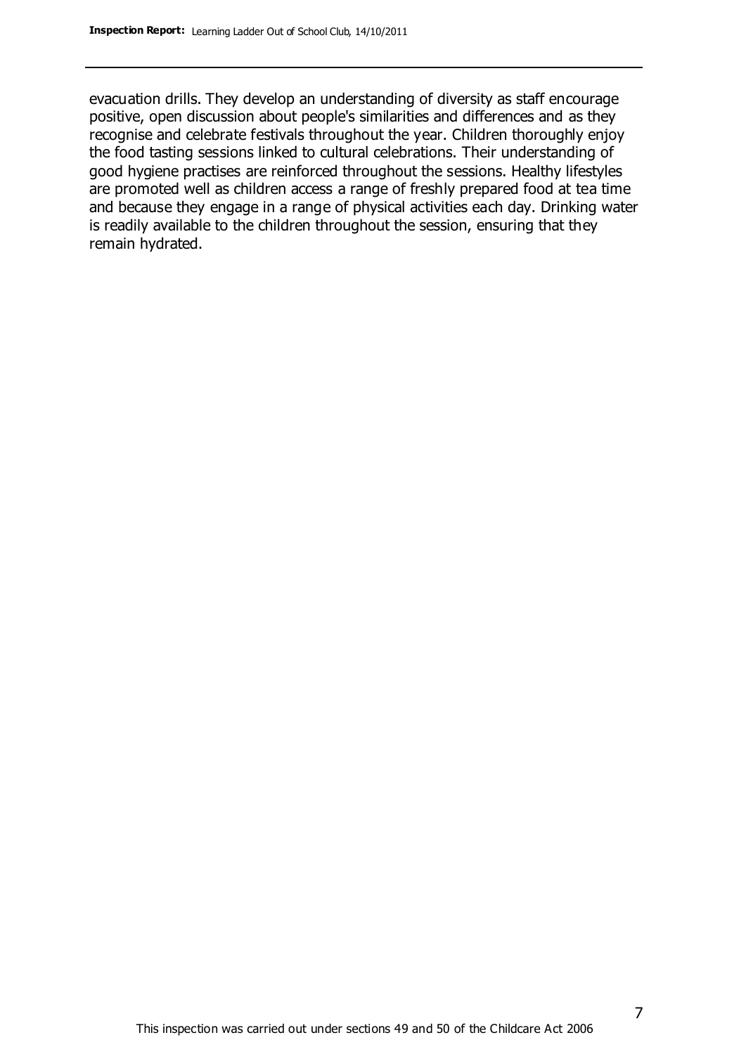evacuation drills. They develop an understanding of diversity as staff encourage positive, open discussion about people's similarities and differences and as they recognise and celebrate festivals throughout the year. Children thoroughly enjoy the food tasting sessions linked to cultural celebrations. Their understanding of good hygiene practises are reinforced throughout the sessions. Healthy lifestyles are promoted well as children access a range of freshly prepared food at tea time and because they engage in a range of physical activities each day. Drinking water is readily available to the children throughout the session, ensuring that they remain hydrated.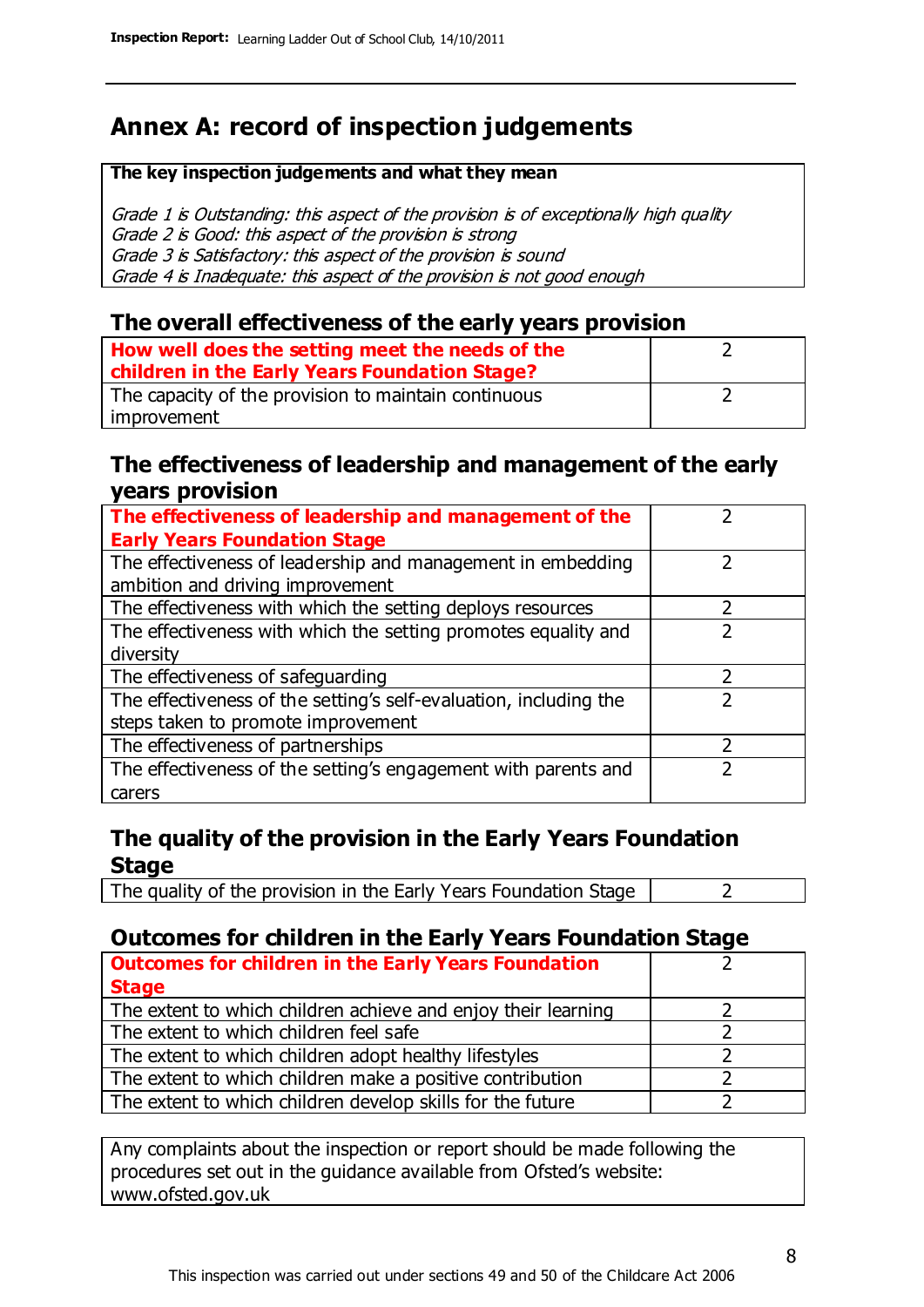# Annex A: record of inspection judgements

| **The key inspection judgements and what they mean** |
|---|
| *Grade 1 is Outstanding: this aspect of the provision is of exceptionally high quality*<br>*Grade 2 is Good: this aspect of the provision is strong*<br>*Grade 3 is Satisfactory: this aspect of the provision is sound*<br>*Grade 4 is Inadequate: this aspect of the provision is not good enough* |

## The overall effectiveness of the early years provision

| | |
|---|---|
| **How well does the setting meet the needs of the children in the Early Years Foundation Stage?** | 2 |
| The capacity of the provision to maintain continuous improvement | 2 |

## The effectiveness of leadership and management of the early years provision

| | |
|---|---|
| **The effectiveness of leadership and management of the Early Years Foundation Stage** | 2 |
| The effectiveness of leadership and management in embedding ambition and driving improvement | 2 |
| The effectiveness with which the setting deploys resources | 2 |
| The effectiveness with which the setting promotes equality and diversity | 2 |
| The effectiveness of safeguarding | 2 |
| The effectiveness of the setting's self-evaluation, including the steps taken to promote improvement | 2 |
| The effectiveness of partnerships | 2 |
| The effectiveness of the setting's engagement with parents and carers | 2 |

## The quality of the provision in the Early Years Foundation Stage

| | |
|---|---|
| The quality of the provision in the Early Years Foundation Stage | 2 |

## Outcomes for children in the Early Years Foundation Stage

| | |
|---|---|
| **Outcomes for children in the Early Years Foundation Stage** | 2 |
| The extent to which children achieve and enjoy their learning | 2 |
| The extent to which children feel safe | 2 |
| The extent to which children adopt healthy lifestyles | 2 |
| The extent to which children make a positive contribution | 2 |
| The extent to which children develop skills for the future | 2 |

Any complaints about the inspection or report should be made following the procedures set out in the guidance available from Ofsted's website: www.ofsted.gov.uk

This inspection was carried out under sections 49 and 50 of the Childcare Act 2006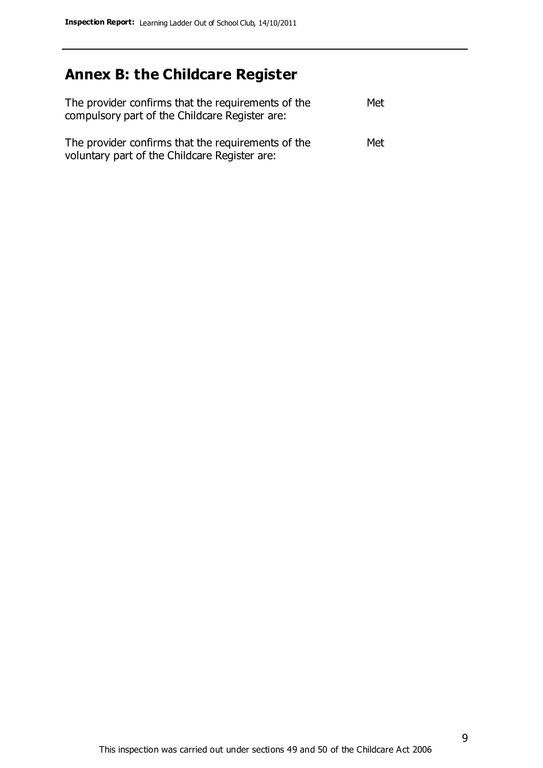## Annex B: the Childcare Register

| | |
|---|---|
| The provider confirms that the requirements of the compulsory part of the Childcare Register are: | Met |
| The provider confirms that the requirements of the voluntary part of the Childcare Register are: | Met |

This inspection was carried out under sections 49 and 50 of the Childcare Act 2006